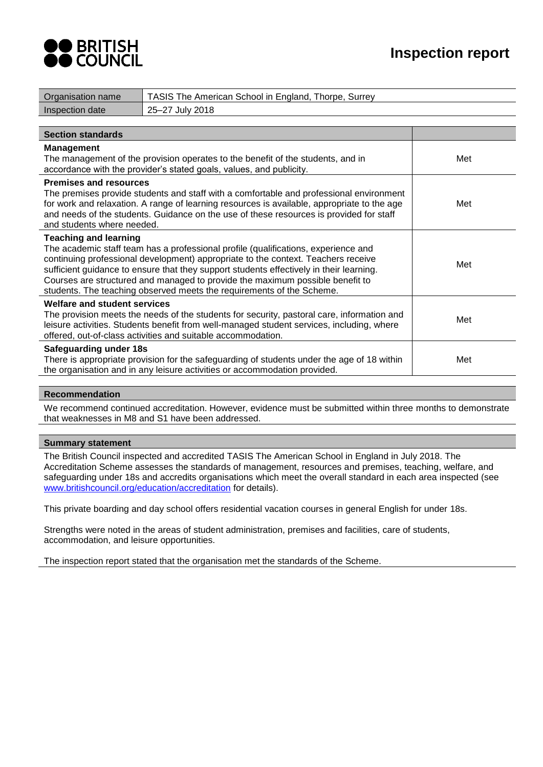BRITISH COUNCIL

# Inspection report

| Organisation name | TASIS The American School in England, Thorpe, Surrey |
| --- | --- |
| Inspection date | 25–27 July 2018 |

| Section standards | |
| --- | --- |
| **Management**<br>The management of the provision operates to the benefit of the students, and in accordance with the provider's stated goals, values, and publicity. | Met |
| **Premises and resources**<br>The premises provide students and staff with a comfortable and professional environment for work and relaxation. A range of learning resources is available, appropriate to the age and needs of the students. Guidance on the use of these resources is provided for staff and students where needed. | Met |
| **Teaching and learning**<br>The academic staff team has a professional profile (qualifications, experience and continuing professional development) appropriate to the context. Teachers receive sufficient guidance to ensure that they support students effectively in their learning. Courses are structured and managed to provide the maximum possible benefit to students. The teaching observed meets the requirements of the Scheme. | Met |
| **Welfare and student services**<br>The provision meets the needs of the students for security, pastoral care, information and leisure activities. Students benefit from well-managed student services, including, where offered, out-of-class activities and suitable accommodation. | Met |
| **Safeguarding under 18s**<br>There is appropriate provision for the safeguarding of students under the age of 18 within the organisation and in any leisure activities or accommodation provided. | Met |

## Recommendation

We recommend continued accreditation. However, evidence must be submitted within three months to demonstrate that weaknesses in M8 and S1 have been addressed.

## Summary statement

The British Council inspected and accredited TASIS The American School in England in July 2018. The Accreditation Scheme assesses the standards of management, resources and premises, teaching, welfare, and safeguarding under 18s and accredits organisations which meet the overall standard in each area inspected (see www.britishcouncil.org/education/accreditation for details).

This private boarding and day school offers residential vacation courses in general English for under 18s.

Strengths were noted in the areas of student administration, premises and facilities, care of students, accommodation, and leisure opportunities.

The inspection report stated that the organisation met the standards of the Scheme.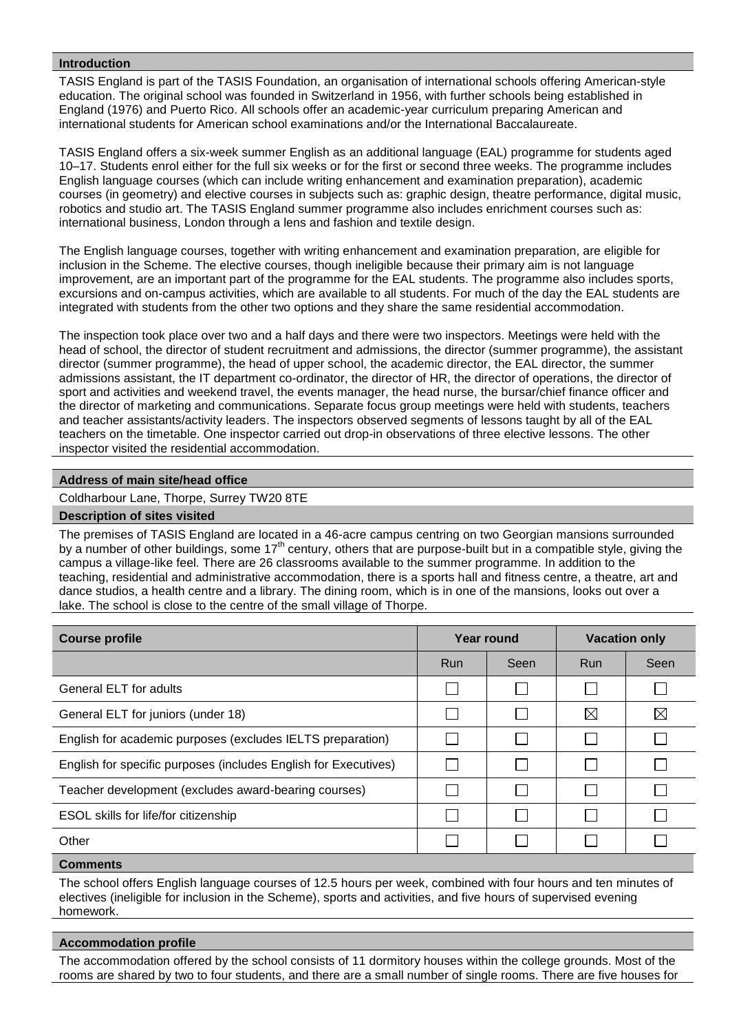## Introduction

TASIS England is part of the TASIS Foundation, an organisation of international schools offering American-style education. The original school was founded in Switzerland in 1956, with further schools being established in England (1976) and Puerto Rico. All schools offer an academic-year curriculum preparing American and international students for American school examinations and/or the International Baccalaureate.

TASIS England offers a six-week summer English as an additional language (EAL) programme for students aged 10–17. Students enrol either for the full six weeks or for the first or second three weeks. The programme includes English language courses (which can include writing enhancement and examination preparation), academic courses (in geometry) and elective courses in subjects such as: graphic design, theatre performance, digital music, robotics and studio art. The TASIS England summer programme also includes enrichment courses such as: international business, London through a lens and fashion and textile design.

The English language courses, together with writing enhancement and examination preparation, are eligible for inclusion in the Scheme. The elective courses, though ineligible because their primary aim is not language improvement, are an important part of the programme for the EAL students. The programme also includes sports, excursions and on-campus activities, which are available to all students. For much of the day the EAL students are integrated with students from the other two options and they share the same residential accommodation.

The inspection took place over two and a half days and there were two inspectors. Meetings were held with the head of school, the director of student recruitment and admissions, the director (summer programme), the assistant director (summer programme), the head of upper school, the academic director, the EAL director, the summer admissions assistant, the IT department co-ordinator, the director of HR, the director of operations, the director of sport and activities and weekend travel, the events manager, the head nurse, the bursar/chief finance officer and the director of marketing and communications. Separate focus group meetings were held with students, teachers and teacher assistants/activity leaders. The inspectors observed segments of lessons taught by all of the EAL teachers on the timetable. One inspector carried out drop-in observations of three elective lessons. The other inspector visited the residential accommodation.

## Address of main site/head office

Coldharbour Lane, Thorpe, Surrey TW20 8TE

## Description of sites visited

The premises of TASIS England are located in a 46-acre campus centring on two Georgian mansions surrounded by a number of other buildings, some 17th century, others that are purpose-built but in a compatible style, giving the campus a village-like feel. There are 26 classrooms available to the summer programme. In addition to the teaching, residential and administrative accommodation, there is a sports hall and fitness centre, a theatre, art and dance studios, a health centre and a library. The dining room, which is in one of the mansions, looks out over a lake. The school is close to the centre of the small village of Thorpe.

| Course profile | Year round | | Vacation only | |
|---|---|---|---|---|
| | Run | Seen | Run | Seen |
| General ELT for adults | ☐ | ☐ | ☐ | ☐ |
| General ELT for juniors (under 18) | ☐ | ☐ | ☒ | ☒ |
| English for academic purposes (excludes IELTS preparation) | ☐ | ☐ | ☐ | ☐ |
| English for specific purposes (includes English for Executives) | ☐ | ☐ | ☐ | ☐ |
| Teacher development (excludes award-bearing courses) | ☐ | ☐ | ☐ | ☐ |
| ESOL skills for life/for citizenship | ☐ | ☐ | ☐ | ☐ |
| Other | ☐ | ☐ | ☐ | ☐ |

## Comments

The school offers English language courses of 12.5 hours per week, combined with four hours and ten minutes of electives (ineligible for inclusion in the Scheme), sports and activities, and five hours of supervised evening homework.

## Accommodation profile

The accommodation offered by the school consists of 11 dormitory houses within the college grounds. Most of the rooms are shared by two to four students, and there are a small number of single rooms. There are five houses for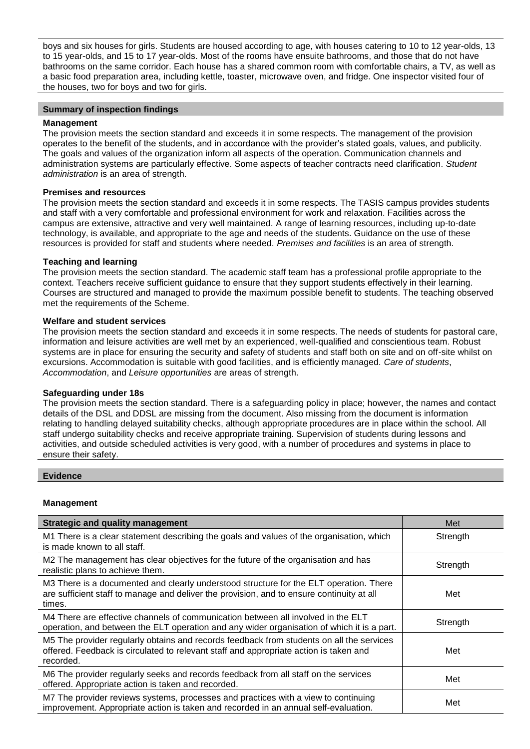boys and six houses for girls. Students are housed according to age, with houses catering to 10 to 12 year-olds, 13 to 15 year-olds, and 15 to 17 year-olds. Most of the rooms have ensuite bathrooms, and those that do not have bathrooms on the same corridor. Each house has a shared common room with comfortable chairs, a TV, as well as a basic food preparation area, including kettle, toaster, microwave oven, and fridge. One inspector visited four of the houses, two for boys and two for girls.

## Summary of inspection findings

### Management

The provision meets the section standard and exceeds it in some respects. The management of the provision operates to the benefit of the students, and in accordance with the provider's stated goals, values, and publicity. The goals and values of the organization inform all aspects of the operation. Communication channels and administration systems are particularly effective. Some aspects of teacher contracts need clarification. *Student administration* is an area of strength.

### Premises and resources

The provision meets the section standard and exceeds it in some respects. The TASIS campus provides students and staff with a very comfortable and professional environment for work and relaxation. Facilities across the campus are extensive, attractive and very well maintained. A range of learning resources, including up-to-date technology, is available, and appropriate to the age and needs of the students. Guidance on the use of these resources is provided for staff and students where needed. *Premises and facilities* is an area of strength.

### Teaching and learning

The provision meets the section standard. The academic staff team has a professional profile appropriate to the context. Teachers receive sufficient guidance to ensure that they support students effectively in their learning. Courses are structured and managed to provide the maximum possible benefit to students. The teaching observed met the requirements of the Scheme.

### Welfare and student services

The provision meets the section standard and exceeds it in some respects. The needs of students for pastoral care, information and leisure activities are well met by an experienced, well-qualified and conscientious team. Robust systems are in place for ensuring the security and safety of students and staff both on site and on off-site whilst on excursions. Accommodation is suitable with good facilities, and is efficiently managed. *Care of students*, *Accommodation*, and *Leisure opportunities* are areas of strength.

### Safeguarding under 18s

The provision meets the section standard. There is a safeguarding policy in place; however, the names and contact details of the DSL and DDSL are missing from the document. Also missing from the document is information relating to handling delayed suitability checks, although appropriate procedures are in place within the school. All staff undergo suitability checks and receive appropriate training. Supervision of students during lessons and activities, and outside scheduled activities is very good, with a number of procedures and systems in place to ensure their safety.

## Evidence

### Management

| Strategic and quality management | Met |
|---|---|
| M1 There is a clear statement describing the goals and values of the organisation, which is made known to all staff. | Strength |
| M2 The management has clear objectives for the future of the organisation and has realistic plans to achieve them. | Strength |
| M3 There is a documented and clearly understood structure for the ELT operation. There are sufficient staff to manage and deliver the provision, and to ensure continuity at all times. | Met |
| M4 There are effective channels of communication between all involved in the ELT operation, and between the ELT operation and any wider organisation of which it is a part. | Strength |
| M5 The provider regularly obtains and records feedback from students on all the services offered. Feedback is circulated to relevant staff and appropriate action is taken and recorded. | Met |
| M6 The provider regularly seeks and records feedback from all staff on the services offered. Appropriate action is taken and recorded. | Met |
| M7 The provider reviews systems, processes and practices with a view to continuing improvement. Appropriate action is taken and recorded in an annual self-evaluation. | Met |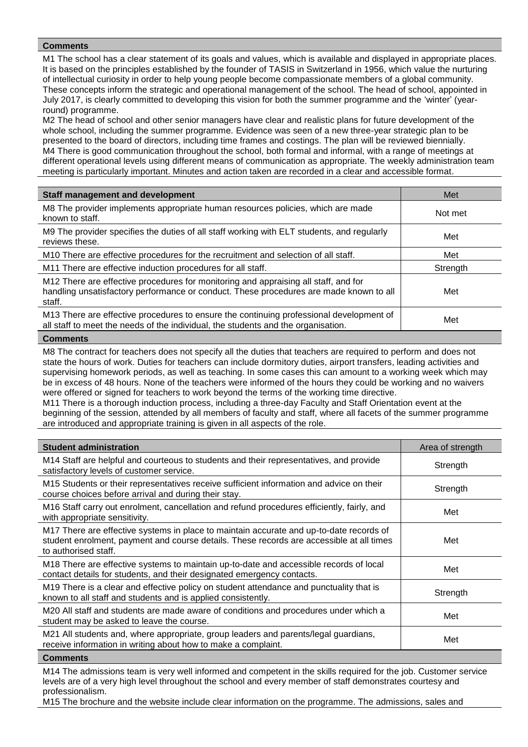**Comments**

M1 The school has a clear statement of its goals and values, which is available and displayed in appropriate places. It is based on the principles established by the founder of TASIS in Switzerland in 1956, which value the nurturing of intellectual curiosity in order to help young people become compassionate members of a global community. These concepts inform the strategic and operational management of the school. The head of school, appointed in July 2017, is clearly committed to developing this vision for both the summer programme and the 'winter' (year-round) programme.

M2 The head of school and other senior managers have clear and realistic plans for future development of the whole school, including the summer programme. Evidence was seen of a new three-year strategic plan to be presented to the board of directors, including time frames and costings. The plan will be reviewed biennially.

M4 There is good communication throughout the school, both formal and informal, with a range of meetings at different operational levels using different means of communication as appropriate. The weekly administration team meeting is particularly important. Minutes and action taken are recorded in a clear and accessible format.

| Staff management and development | Met |
|---|---|
| M8 The provider implements appropriate human resources policies, which are made known to staff. | Not met |
| M9 The provider specifies the duties of all staff working with ELT students, and regularly reviews these. | Met |
| M10 There are effective procedures for the recruitment and selection of all staff. | Met |
| M11 There are effective induction procedures for all staff. | Strength |
| M12 There are effective procedures for monitoring and appraising all staff, and for handling unsatisfactory performance or conduct. These procedures are made known to all staff. | Met |
| M13 There are effective procedures to ensure the continuing professional development of all staff to meet the needs of the individual, the students and the organisation. | Met |

**Comments**

M8 The contract for teachers does not specify all the duties that teachers are required to perform and does not state the hours of work. Duties for teachers can include dormitory duties, airport transfers, leading activities and supervising homework periods, as well as teaching. In some cases this can amount to a working week which may be in excess of 48 hours. None of the teachers were informed of the hours they could be working and no waivers were offered or signed for teachers to work beyond the terms of the working time directive.

M11 There is a thorough induction process, including a three-day Faculty and Staff Orientation event at the beginning of the session, attended by all members of faculty and staff, where all facets of the summer programme are introduced and appropriate training is given in all aspects of the role.

| Student administration | Area of strength |
|---|---|
| M14 Staff are helpful and courteous to students and their representatives, and provide satisfactory levels of customer service. | Strength |
| M15 Students or their representatives receive sufficient information and advice on their course choices before arrival and during their stay. | Strength |
| M16 Staff carry out enrolment, cancellation and refund procedures efficiently, fairly, and with appropriate sensitivity. | Met |
| M17 There are effective systems in place to maintain accurate and up-to-date records of student enrolment, payment and course details. These records are accessible at all times to authorised staff. | Met |
| M18 There are effective systems to maintain up-to-date and accessible records of local contact details for students, and their designated emergency contacts. | Met |
| M19 There is a clear and effective policy on student attendance and punctuality that is known to all staff and students and is applied consistently. | Strength |
| M20 All staff and students are made aware of conditions and procedures under which a student may be asked to leave the course. | Met |
| M21 All students and, where appropriate, group leaders and parents/legal guardians, receive information in writing about how to make a complaint. | Met |

**Comments**

M14 The admissions team is very well informed and competent in the skills required for the job. Customer service levels are of a very high level throughout the school and every member of staff demonstrates courtesy and professionalism.

M15 The brochure and the website include clear information on the programme. The admissions, sales and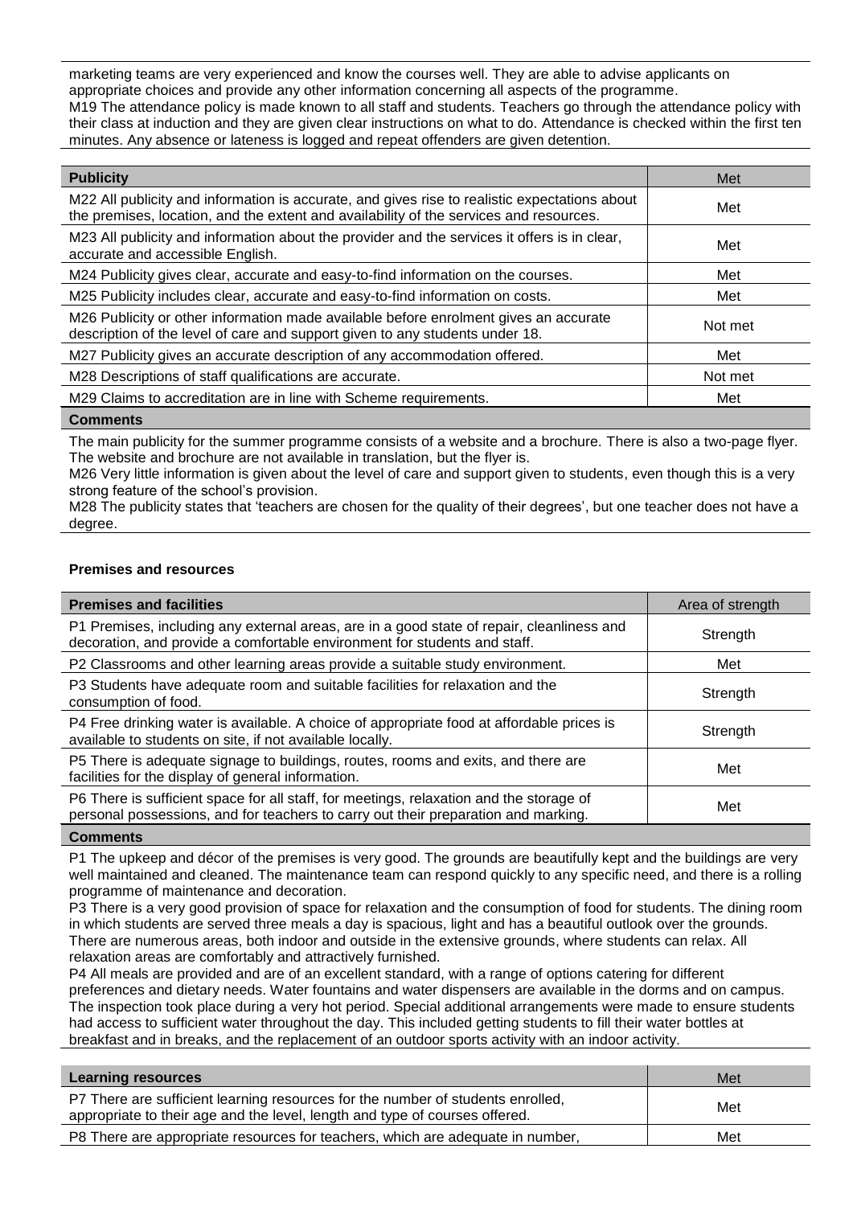marketing teams are very experienced and know the courses well. They are able to advise applicants on appropriate choices and provide any other information concerning all aspects of the programme.
M19 The attendance policy is made known to all staff and students. Teachers go through the attendance policy with their class at induction and they are given clear instructions on what to do. Attendance is checked within the first ten minutes. Any absence or lateness is logged and repeat offenders are given detention.

| Publicity | Met |
|---|---|
| M22 All publicity and information is accurate, and gives rise to realistic expectations about the premises, location, and the extent and availability of the services and resources. | Met |
| M23 All publicity and information about the provider and the services it offers is in clear, accurate and accessible English. | Met |
| M24 Publicity gives clear, accurate and easy-to-find information on the courses. | Met |
| M25 Publicity includes clear, accurate and easy-to-find information on costs. | Met |
| M26 Publicity or other information made available before enrolment gives an accurate description of the level of care and support given to any students under 18. | Not met |
| M27 Publicity gives an accurate description of any accommodation offered. | Met |
| M28 Descriptions of staff qualifications are accurate. | Not met |
| M29 Claims to accreditation are in line with Scheme requirements. | Met |

**Comments**

The main publicity for the summer programme consists of a website and a brochure. There is also a two-page flyer. The website and brochure are not available in translation, but the flyer is.
M26 Very little information is given about the level of care and support given to students, even though this is a very strong feature of the school's provision.
M28 The publicity states that 'teachers are chosen for the quality of their degrees', but one teacher does not have a degree.

### Premises and resources

| Premises and facilities | Area of strength |
|---|---|
| P1 Premises, including any external areas, are in a good state of repair, cleanliness and decoration, and provide a comfortable environment for students and staff. | Strength |
| P2 Classrooms and other learning areas provide a suitable study environment. | Met |
| P3 Students have adequate room and suitable facilities for relaxation and the consumption of food. | Strength |
| P4 Free drinking water is available. A choice of appropriate food at affordable prices is available to students on site, if not available locally. | Strength |
| P5 There is adequate signage to buildings, routes, rooms and exits, and there are facilities for the display of general information. | Met |
| P6 There is sufficient space for all staff, for meetings, relaxation and the storage of personal possessions, and for teachers to carry out their preparation and marking. | Met |

**Comments**

P1 The upkeep and décor of the premises is very good. The grounds are beautifully kept and the buildings are very well maintained and cleaned. The maintenance team can respond quickly to any specific need, and there is a rolling programme of maintenance and decoration.
P3 There is a very good provision of space for relaxation and the consumption of food for students. The dining room in which students are served three meals a day is spacious, light and has a beautiful outlook over the grounds. There are numerous areas, both indoor and outside in the extensive grounds, where students can relax. All relaxation areas are comfortably and attractively furnished.
P4 All meals are provided and are of an excellent standard, with a range of options catering for different preferences and dietary needs. Water fountains and water dispensers are available in the dorms and on campus. The inspection took place during a very hot period. Special additional arrangements were made to ensure students had access to sufficient water throughout the day. This included getting students to fill their water bottles at breakfast and in breaks, and the replacement of an outdoor sports activity with an indoor activity.

| Learning resources | Met |
|---|---|
| P7 There are sufficient learning resources for the number of students enrolled, appropriate to their age and the level, length and type of courses offered. | Met |
| P8 There are appropriate resources for teachers, which are adequate in number, | Met |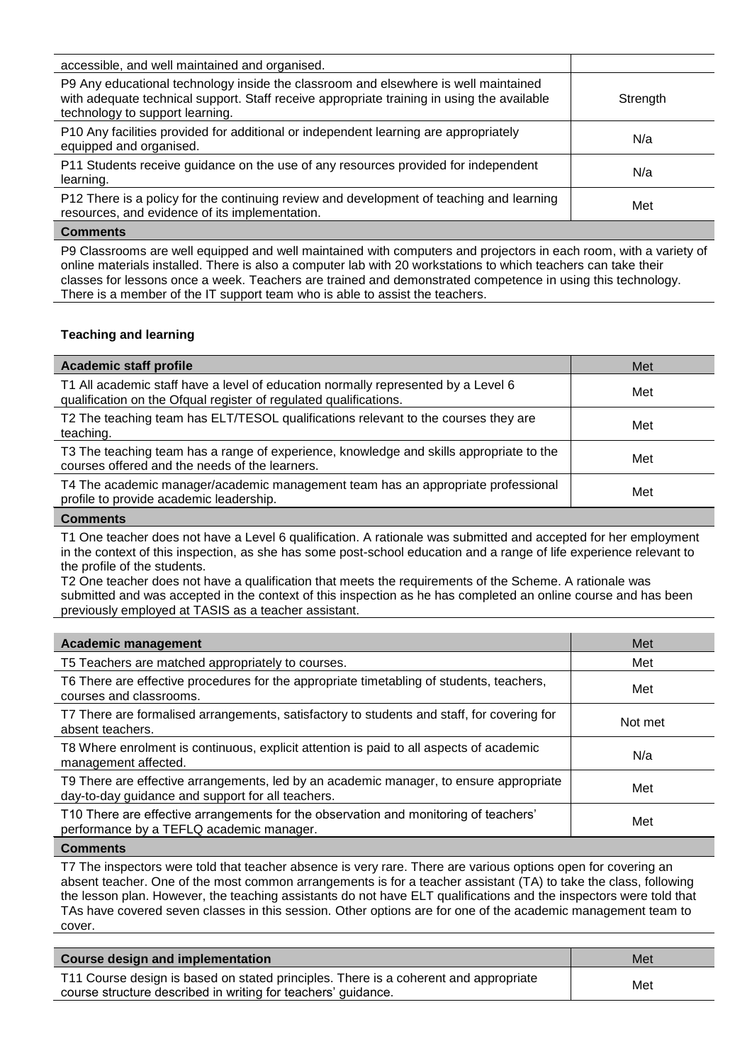| | |
|---|---|
| accessible, and well maintained and organised. | |
| P9 Any educational technology inside the classroom and elsewhere is well maintained with adequate technical support. Staff receive appropriate training in using the available technology to support learning. | Strength |
| P10 Any facilities provided for additional or independent learning are appropriately equipped and organised. | N/a |
| P11 Students receive guidance on the use of any resources provided for independent learning. | N/a |
| P12 There is a policy for the continuing review and development of teaching and learning resources, and evidence of its implementation. | Met |

**Comments**

P9 Classrooms are well equipped and well maintained with computers and projectors in each room, with a variety of online materials installed. There is also a computer lab with 20 workstations to which teachers can take their classes for lessons once a week. Teachers are trained and demonstrated competence in using this technology. There is a member of the IT support team who is able to assist the teachers.

### Teaching and learning

| Academic staff profile | Met |
|---|---|
| T1 All academic staff have a level of education normally represented by a Level 6 qualification on the Ofqual register of regulated qualifications. | Met |
| T2 The teaching team has ELT/TESOL qualifications relevant to the courses they are teaching. | Met |
| T3 The teaching team has a range of experience, knowledge and skills appropriate to the courses offered and the needs of the learners. | Met |
| T4 The academic manager/academic management team has an appropriate professional profile to provide academic leadership. | Met |

**Comments**

T1 One teacher does not have a Level 6 qualification. A rationale was submitted and accepted for her employment in the context of this inspection, as she has some post-school education and a range of life experience relevant to the profile of the students.

T2 One teacher does not have a qualification that meets the requirements of the Scheme. A rationale was submitted and was accepted in the context of this inspection as he has completed an online course and has been previously employed at TASIS as a teacher assistant.

| Academic management | Met |
|---|---|
| T5 Teachers are matched appropriately to courses. | Met |
| T6 There are effective procedures for the appropriate timetabling of students, teachers, courses and classrooms. | Met |
| T7 There are formalised arrangements, satisfactory to students and staff, for covering for absent teachers. | Not met |
| T8 Where enrolment is continuous, explicit attention is paid to all aspects of academic management affected. | N/a |
| T9 There are effective arrangements, led by an academic manager, to ensure appropriate day-to-day guidance and support for all teachers. | Met |
| T10 There are effective arrangements for the observation and monitoring of teachers' performance by a TEFLQ academic manager. | Met |

**Comments**

T7 The inspectors were told that teacher absence is very rare. There are various options open for covering an absent teacher. One of the most common arrangements is for a teacher assistant (TA) to take the class, following the lesson plan. However, the teaching assistants do not have ELT qualifications and the inspectors were told that TAs have covered seven classes in this session. Other options are for one of the academic management team to cover.

| Course design and implementation | Met |
|---|---|
| T11 Course design is based on stated principles. There is a coherent and appropriate course structure described in writing for teachers' guidance. | Met |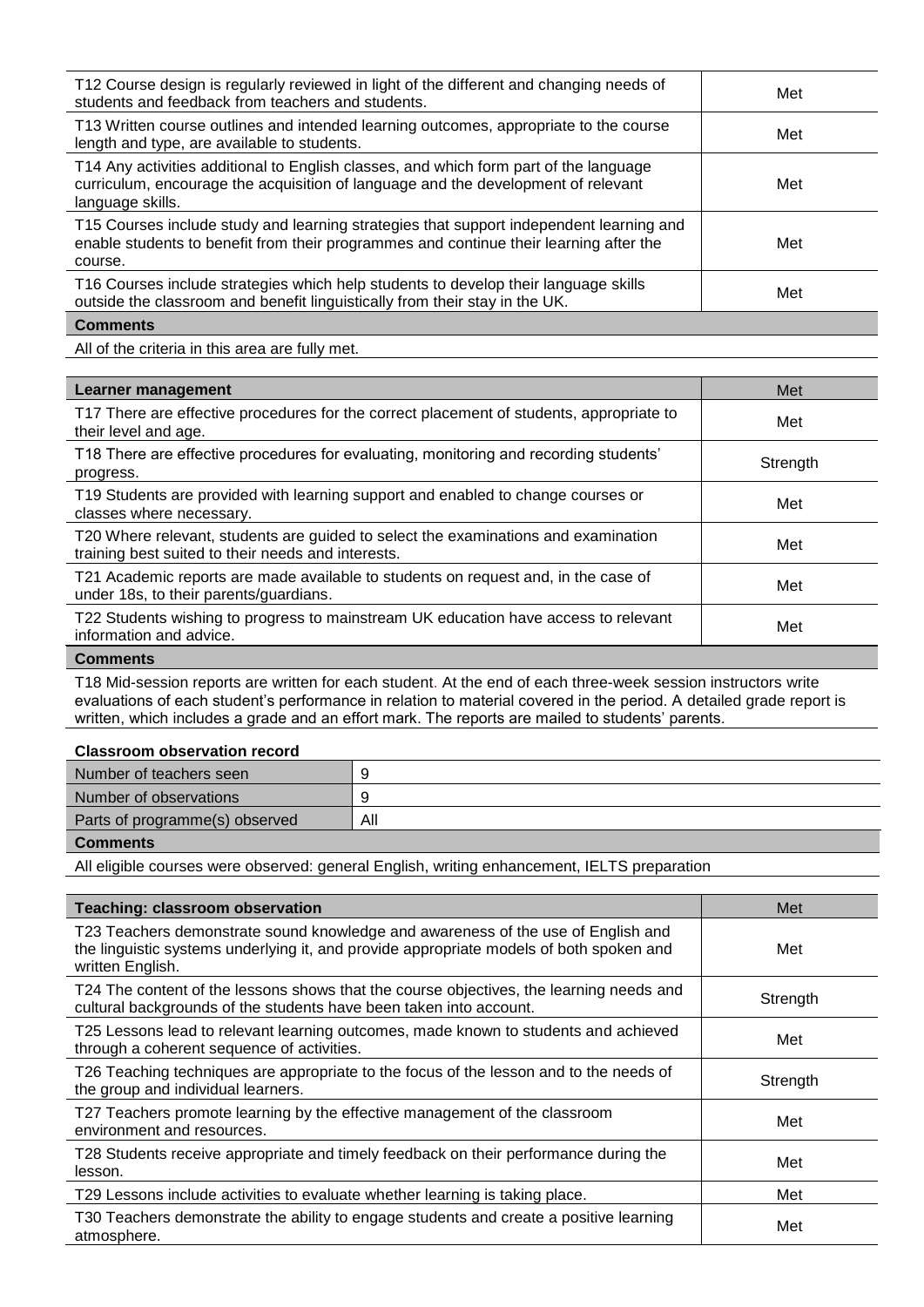| | |
|---|---|
| T12 Course design is regularly reviewed in light of the different and changing needs of students and feedback from teachers and students. | Met |
| T13 Written course outlines and intended learning outcomes, appropriate to the course length and type, are available to students. | Met |
| T14 Any activities additional to English classes, and which form part of the language curriculum, encourage the acquisition of language and the development of relevant language skills. | Met |
| T15 Courses include study and learning strategies that support independent learning and enable students to benefit from their programmes and continue their learning after the course. | Met |
| T16 Courses include strategies which help students to develop their language skills outside the classroom and benefit linguistically from their stay in the UK. | Met |

**Comments**

All of the criteria in this area are fully met.

| **Learner management** | Met |
|---|---|
| T17 There are effective procedures for the correct placement of students, appropriate to their level and age. | Met |
| T18 There are effective procedures for evaluating, monitoring and recording students' progress. | Strength |
| T19 Students are provided with learning support and enabled to change courses or classes where necessary. | Met |
| T20 Where relevant, students are guided to select the examinations and examination training best suited to their needs and interests. | Met |
| T21 Academic reports are made available to students on request and, in the case of under 18s, to their parents/guardians. | Met |
| T22 Students wishing to progress to mainstream UK education have access to relevant information and advice. | Met |

**Comments**

T18 Mid-session reports are written for each student. At the end of each three-week session instructors write evaluations of each student's performance in relation to material covered in the period. A detailed grade report is written, which includes a grade and an effort mark. The reports are mailed to students' parents.

**Classroom observation record**

| | |
|---|---|
| Number of teachers seen | 9 |
| Number of observations | 9 |
| Parts of programme(s) observed | All |

**Comments**

All eligible courses were observed: general English, writing enhancement, IELTS preparation

| **Teaching: classroom observation** | Met |
|---|---|
| T23 Teachers demonstrate sound knowledge and awareness of the use of English and the linguistic systems underlying it, and provide appropriate models of both spoken and written English. | Met |
| T24 The content of the lessons shows that the course objectives, the learning needs and cultural backgrounds of the students have been taken into account. | Strength |
| T25 Lessons lead to relevant learning outcomes, made known to students and achieved through a coherent sequence of activities. | Met |
| T26 Teaching techniques are appropriate to the focus of the lesson and to the needs of the group and individual learners. | Strength |
| T27 Teachers promote learning by the effective management of the classroom environment and resources. | Met |
| T28 Students receive appropriate and timely feedback on their performance during the lesson. | Met |
| T29 Lessons include activities to evaluate whether learning is taking place. | Met |
| T30 Teachers demonstrate the ability to engage students and create a positive learning atmosphere. | Met |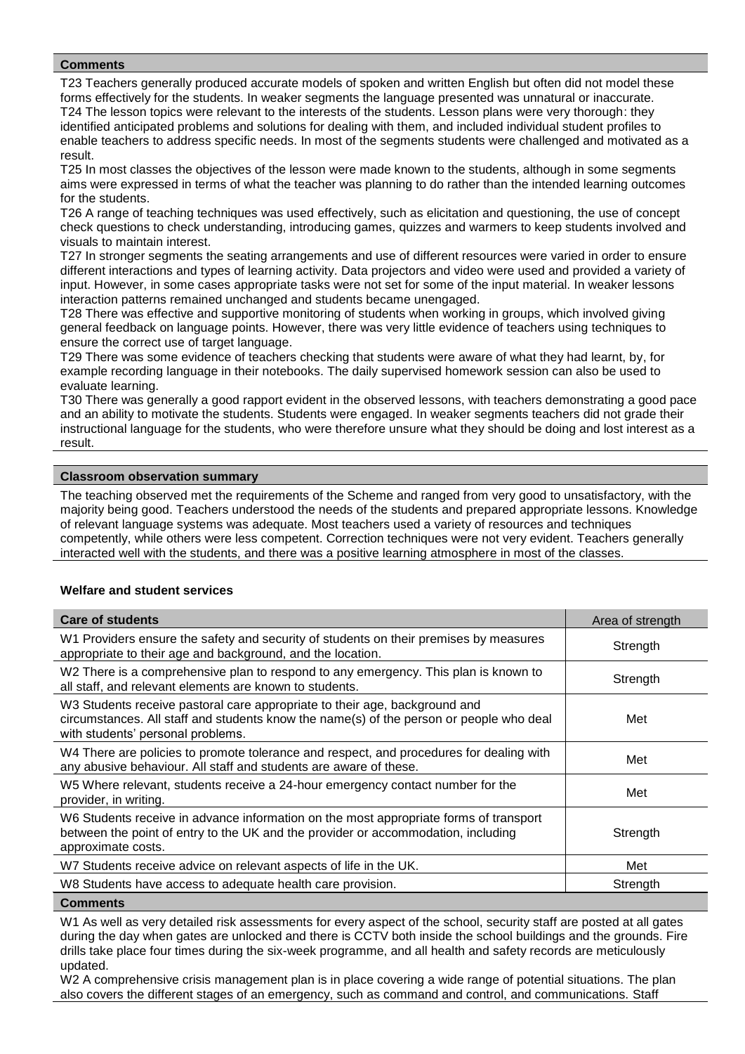**Comments**

T23 Teachers generally produced accurate models of spoken and written English but often did not model these forms effectively for the students. In weaker segments the language presented was unnatural or inaccurate.
T24 The lesson topics were relevant to the interests of the students. Lesson plans were very thorough: they identified anticipated problems and solutions for dealing with them, and included individual student profiles to enable teachers to address specific needs. In most of the segments students were challenged and motivated as a result.
T25 In most classes the objectives of the lesson were made known to the students, although in some segments aims were expressed in terms of what the teacher was planning to do rather than the intended learning outcomes for the students.
T26 A range of teaching techniques was used effectively, such as elicitation and questioning, the use of concept check questions to check understanding, introducing games, quizzes and warmers to keep students involved and visuals to maintain interest.
T27 In stronger segments the seating arrangements and use of different resources were varied in order to ensure different interactions and types of learning activity. Data projectors and video were used and provided a variety of input. However, in some cases appropriate tasks were not set for some of the input material. In weaker lessons interaction patterns remained unchanged and students became unengaged.
T28 There was effective and supportive monitoring of students when working in groups, which involved giving general feedback on language points. However, there was very little evidence of teachers using techniques to ensure the correct use of target language.
T29 There was some evidence of teachers checking that students were aware of what they had learnt, by, for example recording language in their notebooks. The daily supervised homework session can also be used to evaluate learning.
T30 There was generally a good rapport evident in the observed lessons, with teachers demonstrating a good pace and an ability to motivate the students. Students were engaged. In weaker segments teachers did not grade their instructional language for the students, who were therefore unsure what they should be doing and lost interest as a result.

**Classroom observation summary**

The teaching observed met the requirements of the Scheme and ranged from very good to unsatisfactory, with the majority being good. Teachers understood the needs of the students and prepared appropriate lessons. Knowledge of relevant language systems was adequate. Most teachers used a variety of resources and techniques competently, while others were less competent. Correction techniques were not very evident. Teachers generally interacted well with the students, and there was a positive learning atmosphere in most of the classes.

**Welfare and student services**

| **Care of students** | Area of strength |
|---|---|
| W1 Providers ensure the safety and security of students on their premises by measures appropriate to their age and background, and the location. | Strength |
| W2 There is a comprehensive plan to respond to any emergency. This plan is known to all staff, and relevant elements are known to students. | Strength |
| W3 Students receive pastoral care appropriate to their age, background and circumstances. All staff and students know the name(s) of the person or people who deal with students' personal problems. | Met |
| W4 There are policies to promote tolerance and respect, and procedures for dealing with any abusive behaviour. All staff and students are aware of these. | Met |
| W5 Where relevant, students receive a 24-hour emergency contact number for the provider, in writing. | Met |
| W6 Students receive in advance information on the most appropriate forms of transport between the point of entry to the UK and the provider or accommodation, including approximate costs. | Strength |
| W7 Students receive advice on relevant aspects of life in the UK. | Met |
| W8 Students have access to adequate health care provision. | Strength |

**Comments**

W1 As well as very detailed risk assessments for every aspect of the school, security staff are posted at all gates during the day when gates are unlocked and there is CCTV both inside the school buildings and the grounds. Fire drills take place four times during the six-week programme, and all health and safety records are meticulously updated.
W2 A comprehensive crisis management plan is in place covering a wide range of potential situations. The plan also covers the different stages of an emergency, such as command and control, and communications. Staff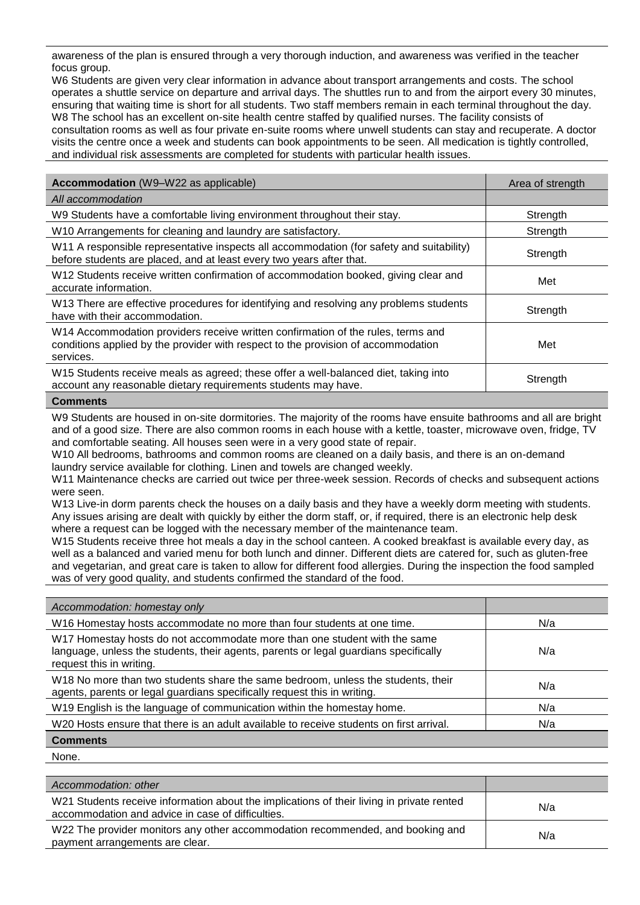awareness of the plan is ensured through a very thorough induction, and awareness was verified in the teacher focus group.
W6 Students are given very clear information in advance about transport arrangements and costs. The school operates a shuttle service on departure and arrival days. The shuttles run to and from the airport every 30 minutes, ensuring that waiting time is short for all students. Two staff members remain in each terminal throughout the day.
W8 The school has an excellent on-site health centre staffed by qualified nurses. The facility consists of consultation rooms as well as four private en-suite rooms where unwell students can stay and recuperate. A doctor visits the centre once a week and students can book appointments to be seen. All medication is tightly controlled, and individual risk assessments are completed for students with particular health issues.

| **Accommodation** (W9–W22 as applicable) | Area of strength |
|---|---|
| *All accommodation* | |
| W9 Students have a comfortable living environment throughout their stay. | Strength |
| W10 Arrangements for cleaning and laundry are satisfactory. | Strength |
| W11 A responsible representative inspects all accommodation (for safety and suitability) before students are placed, and at least every two years after that. | Strength |
| W12 Students receive written confirmation of accommodation booked, giving clear and accurate information. | Met |
| W13 There are effective procedures for identifying and resolving any problems students have with their accommodation. | Strength |
| W14 Accommodation providers receive written confirmation of the rules, terms and conditions applied by the provider with respect to the provision of accommodation services. | Met |
| W15 Students receive meals as agreed; these offer a well-balanced diet, taking into account any reasonable dietary requirements students may have. | Strength |

**Comments**

W9 Students are housed in on-site dormitories. The majority of the rooms have ensuite bathrooms and all are bright and of a good size. There are also common rooms in each house with a kettle, toaster, microwave oven, fridge, TV and comfortable seating. All houses seen were in a very good state of repair.
W10 All bedrooms, bathrooms and common rooms are cleaned on a daily basis, and there is an on-demand laundry service available for clothing. Linen and towels are changed weekly.
W11 Maintenance checks are carried out twice per three-week session. Records of checks and subsequent actions were seen.
W13 Live-in dorm parents check the houses on a daily basis and they have a weekly dorm meeting with students. Any issues arising are dealt with quickly by either the dorm staff, or, if required, there is an electronic help desk where a request can be logged with the necessary member of the maintenance team.
W15 Students receive three hot meals a day in the school canteen. A cooked breakfast is available every day, as well as a balanced and varied menu for both lunch and dinner. Different diets are catered for, such as gluten-free and vegetarian, and great care is taken to allow for different food allergies. During the inspection the food sampled was of very good quality, and students confirmed the standard of the food.

| *Accommodation: homestay only* | |
|---|---|
| W16 Homestay hosts accommodate no more than four students at one time. | N/a |
| W17 Homestay hosts do not accommodate more than one student with the same language, unless the students, their agents, parents or legal guardians specifically request this in writing. | N/a |
| W18 No more than two students share the same bedroom, unless the students, their agents, parents or legal guardians specifically request this in writing. | N/a |
| W19 English is the language of communication within the homestay home. | N/a |
| W20 Hosts ensure that there is an adult available to receive students on first arrival. | N/a |

**Comments**

None.

| *Accommodation: other* | |
|---|---|
| W21 Students receive information about the implications of their living in private rented accommodation and advice in case of difficulties. | N/a |
| W22 The provider monitors any other accommodation recommended, and booking and payment arrangements are clear. | N/a |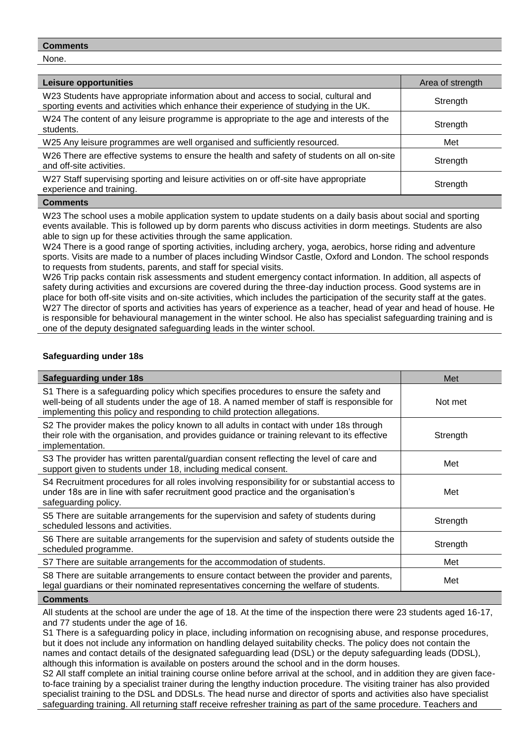**Comments**

None.

| Leisure opportunities | Area of strength |
|---|---|
| W23 Students have appropriate information about and access to social, cultural and sporting events and activities which enhance their experience of studying in the UK. | Strength |
| W24 The content of any leisure programme is appropriate to the age and interests of the students. | Strength |
| W25 Any leisure programmes are well organised and sufficiently resourced. | Met |
| W26 There are effective systems to ensure the health and safety of students on all on-site and off-site activities. | Strength |
| W27 Staff supervising sporting and leisure activities on or off-site have appropriate experience and training. | Strength |

**Comments**

W23 The school uses a mobile application system to update students on a daily basis about social and sporting events available. This is followed up by dorm parents who discuss activities in dorm meetings. Students are also able to sign up for these activities through the same application.
W24 There is a good range of sporting activities, including archery, yoga, aerobics, horse riding and adventure sports. Visits are made to a number of places including Windsor Castle, Oxford and London. The school responds to requests from students, parents, and staff for special visits.
W26 Trip packs contain risk assessments and student emergency contact information. In addition, all aspects of safety during activities and excursions are covered during the three-day induction process. Good systems are in place for both off-site visits and on-site activities, which includes the participation of the security staff at the gates.
W27 The director of sports and activities has years of experience as a teacher, head of year and head of house. He is responsible for behavioural management in the winter school. He also has specialist safeguarding training and is one of the deputy designated safeguarding leads in the winter school.

### Safeguarding under 18s

| Safeguarding under 18s | Met |
|---|---|
| S1 There is a safeguarding policy which specifies procedures to ensure the safety and well-being of all students under the age of 18. A named member of staff is responsible for implementing this policy and responding to child protection allegations. | Not met |
| S2 The provider makes the policy known to all adults in contact with under 18s through their role with the organisation, and provides guidance or training relevant to its effective implementation. | Strength |
| S3 The provider has written parental/guardian consent reflecting the level of care and support given to students under 18, including medical consent. | Met |
| S4 Recruitment procedures for all roles involving responsibility for or substantial access to under 18s are in line with safer recruitment good practice and the organisation's safeguarding policy. | Met |
| S5 There are suitable arrangements for the supervision and safety of students during scheduled lessons and activities. | Strength |
| S6 There are suitable arrangements for the supervision and safety of students outside the scheduled programme. | Strength |
| S7 There are suitable arrangements for the accommodation of students. | Met |
| S8 There are suitable arrangements to ensure contact between the provider and parents, legal guardians or their nominated representatives concerning the welfare of students. | Met |

**Comments**

All students at the school are under the age of 18. At the time of the inspection there were 23 students aged 16-17, and 77 students under the age of 16.
S1 There is a safeguarding policy in place, including information on recognising abuse, and response procedures, but it does not include any information on handling delayed suitability checks. The policy does not contain the names and contact details of the designated safeguarding lead (DSL) or the deputy safeguarding leads (DDSL), although this information is available on posters around the school and in the dorm houses.
S2 All staff complete an initial training course online before arrival at the school, and in addition they are given face-to-face training by a specialist trainer during the lengthy induction procedure. The visiting trainer has also provided specialist training to the DSL and DDSLs. The head nurse and director of sports and activities also have specialist safeguarding training. All returning staff receive refresher training as part of the same procedure. Teachers and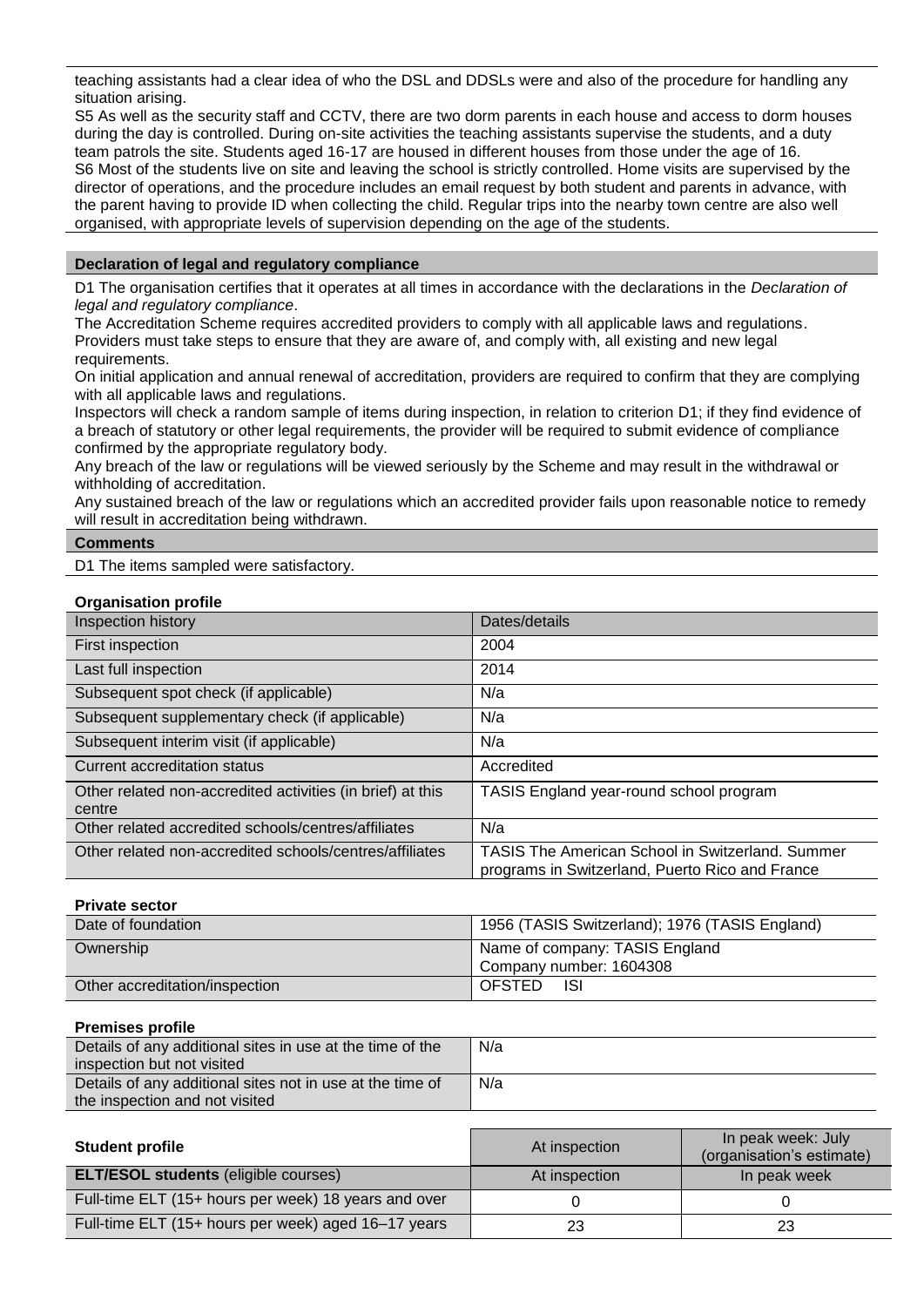teaching assistants had a clear idea of who the DSL and DDSLs were and also of the procedure for handling any situation arising.
S5 As well as the security staff and CCTV, there are two dorm parents in each house and access to dorm houses during the day is controlled. During on-site activities the teaching assistants supervise the students, and a duty team patrols the site. Students aged 16-17 are housed in different houses from those under the age of 16.
S6 Most of the students live on site and leaving the school is strictly controlled. Home visits are supervised by the director of operations, and the procedure includes an email request by both student and parents in advance, with the parent having to provide ID when collecting the child. Regular trips into the nearby town centre are also well organised, with appropriate levels of supervision depending on the age of the students.

### Declaration of legal and regulatory compliance

D1 The organisation certifies that it operates at all times in accordance with the declarations in the *Declaration of legal and regulatory compliance*.
The Accreditation Scheme requires accredited providers to comply with all applicable laws and regulations. Providers must take steps to ensure that they are aware of, and comply with, all existing and new legal requirements.
On initial application and annual renewal of accreditation, providers are required to confirm that they are complying with all applicable laws and regulations.
Inspectors will check a random sample of items during inspection, in relation to criterion D1; if they find evidence of a breach of statutory or other legal requirements, the provider will be required to submit evidence of compliance confirmed by the appropriate regulatory body.
Any breach of the law or regulations will be viewed seriously by the Scheme and may result in the withdrawal or withholding of accreditation.
Any sustained breach of the law or regulations which an accredited provider fails upon reasonable notice to remedy will result in accreditation being withdrawn.

### Comments

D1 The items sampled were satisfactory.

### Organisation profile

| Inspection history | Dates/details |
|---|---|
| First inspection | 2004 |
| Last full inspection | 2014 |
| Subsequent spot check (if applicable) | N/a |
| Subsequent supplementary check (if applicable) | N/a |
| Subsequent interim visit (if applicable) | N/a |
| Current accreditation status | Accredited |
| Other related non-accredited activities (in brief) at this centre | TASIS England year-round school program |
| Other related accredited schools/centres/affiliates | N/a |
| Other related non-accredited schools/centres/affiliates | TASIS The American School in Switzerland. Summer programs in Switzerland, Puerto Rico and France |

### Private sector

| Date of foundation | 1956 (TASIS Switzerland); 1976 (TASIS England) |
|---|---|
| Ownership | Name of company: TASIS England<br>Company number: 1604308 |
| Other accreditation/inspection | OFSTED ISI |

### Premises profile

| Details of any additional sites in use at the time of the inspection but not visited | N/a |
|---|---|
| Details of any additional sites not in use at the time of the inspection and not visited | N/a |

| Student profile | At inspection | In peak week: July (organisation's estimate) |
|---|---|---|
| **ELT/ESOL students** (eligible courses) | At inspection | In peak week |
| Full-time ELT (15+ hours per week) 18 years and over | 0 | 0 |
| Full-time ELT (15+ hours per week) aged 16–17 years | 23 | 23 |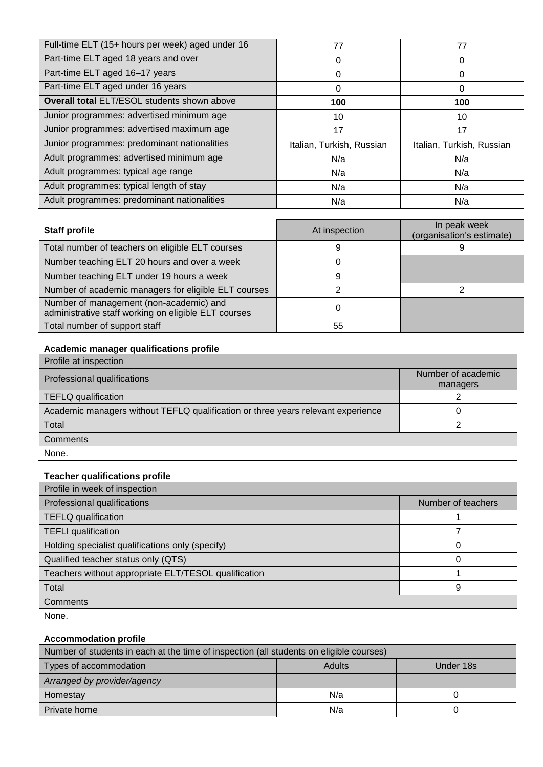| | | |
|---|---|---|
| Full-time ELT (15+ hours per week) aged under 16 | 77 | 77 |
| Part-time ELT aged 18 years and over | 0 | 0 |
| Part-time ELT aged 16–17 years | 0 | 0 |
| Part-time ELT aged under 16 years | 0 | 0 |
| **Overall total** ELT/ESOL students shown above | **100** | **100** |
| Junior programmes: advertised minimum age | 10 | 10 |
| Junior programmes: advertised maximum age | 17 | 17 |
| Junior programmes: predominant nationalities | Italian, Turkish, Russian | Italian, Turkish, Russian |
| Adult programmes: advertised minimum age | N/a | N/a |
| Adult programmes: typical age range | N/a | N/a |
| Adult programmes: typical length of stay | N/a | N/a |
| Adult programmes: predominant nationalities | N/a | N/a |

| **Staff profile** | At inspection | In peak week (organisation's estimate) |
|---|---|---|
| Total number of teachers on eligible ELT courses | 9 | 9 |
| Number teaching ELT 20 hours and over a week | 0 | |
| Number teaching ELT under 19 hours a week | 9 | |
| Number of academic managers for eligible ELT courses | 2 | 2 |
| Number of management (non-academic) and administrative staff working on eligible ELT courses | 0 | |
| Total number of support staff | 55 | |

**Academic manager qualifications profile**

| Profile at inspection | |
|---|---|
| Professional qualifications | Number of academic managers |
| TEFLQ qualification | 2 |
| Academic managers without TEFLQ qualification or three years relevant experience | 0 |
| Total | 2 |
| Comments | |
| None. | |

**Teacher qualifications profile**

| Profile in week of inspection | |
|---|---|
| Professional qualifications | Number of teachers |
| TEFLQ qualification | 1 |
| TEFLI qualification | 7 |
| Holding specialist qualifications only (specify) | 0 |
| Qualified teacher status only (QTS) | 0 |
| Teachers without appropriate ELT/TESOL qualification | 1 |
| Total | 9 |
| Comments | |
| None. | |

**Accommodation profile**

| Number of students in each at the time of inspection (all students on eligible courses) | | |
|---|---|---|
| Types of accommodation | Adults | Under 18s |
| *Arranged by provider/agency* | | |
| Homestay | N/a | 0 |
| Private home | N/a | 0 |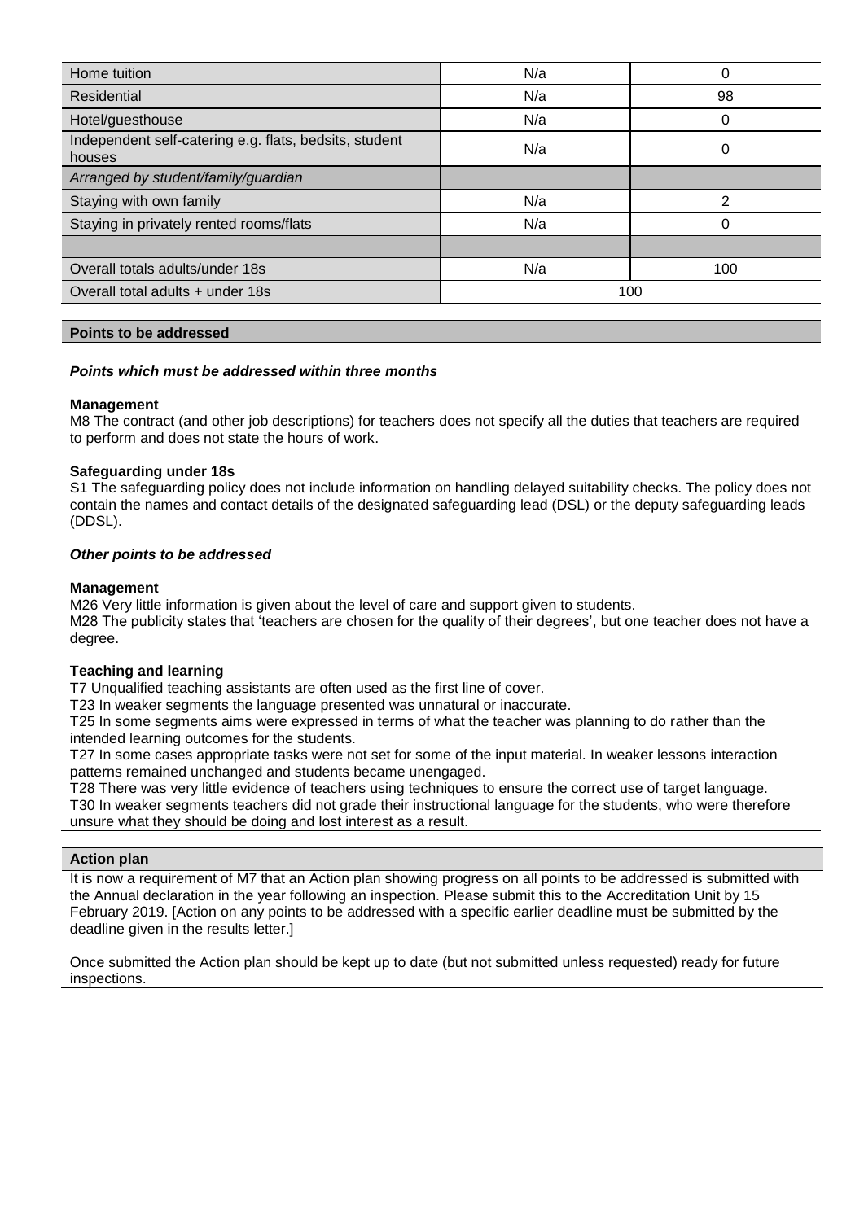| | | |
|---|---|---|
| Home tuition | N/a | 0 |
| Residential | N/a | 98 |
| Hotel/guesthouse | N/a | 0 |
| Independent self-catering e.g. flats, bedsits, student houses | N/a | 0 |
| *Arranged by student/family/guardian* | | |
| Staying with own family | N/a | 2 |
| Staying in privately rented rooms/flats | N/a | 0 |
| | | |
| Overall totals adults/under 18s | N/a | 100 |
| Overall total adults + under 18s | 100 | |

## Points to be addressed

***Points which must be addressed within three months***

**Management**

M8 The contract (and other job descriptions) for teachers does not specify all the duties that teachers are required to perform and does not state the hours of work.

**Safeguarding under 18s**

S1 The safeguarding policy does not include information on handling delayed suitability checks. The policy does not contain the names and contact details of the designated safeguarding lead (DSL) or the deputy safeguarding leads (DDSL).

***Other points to be addressed***

**Management**

M26 Very little information is given about the level of care and support given to students.
M28 The publicity states that 'teachers are chosen for the quality of their degrees', but one teacher does not have a degree.

**Teaching and learning**

T7 Unqualified teaching assistants are often used as the first line of cover.
T23 In weaker segments the language presented was unnatural or inaccurate.
T25 In some segments aims were expressed in terms of what the teacher was planning to do rather than the intended learning outcomes for the students.
T27 In some cases appropriate tasks were not set for some of the input material. In weaker lessons interaction patterns remained unchanged and students became unengaged.
T28 There was very little evidence of teachers using techniques to ensure the correct use of target language.
T30 In weaker segments teachers did not grade their instructional language for the students, who were therefore unsure what they should be doing and lost interest as a result.

## Action plan

It is now a requirement of M7 that an Action plan showing progress on all points to be addressed is submitted with the Annual declaration in the year following an inspection. Please submit this to the Accreditation Unit by 15 February 2019. [Action on any points to be addressed with a specific earlier deadline must be submitted by the deadline given in the results letter.]

Once submitted the Action plan should be kept up to date (but not submitted unless requested) ready for future inspections.